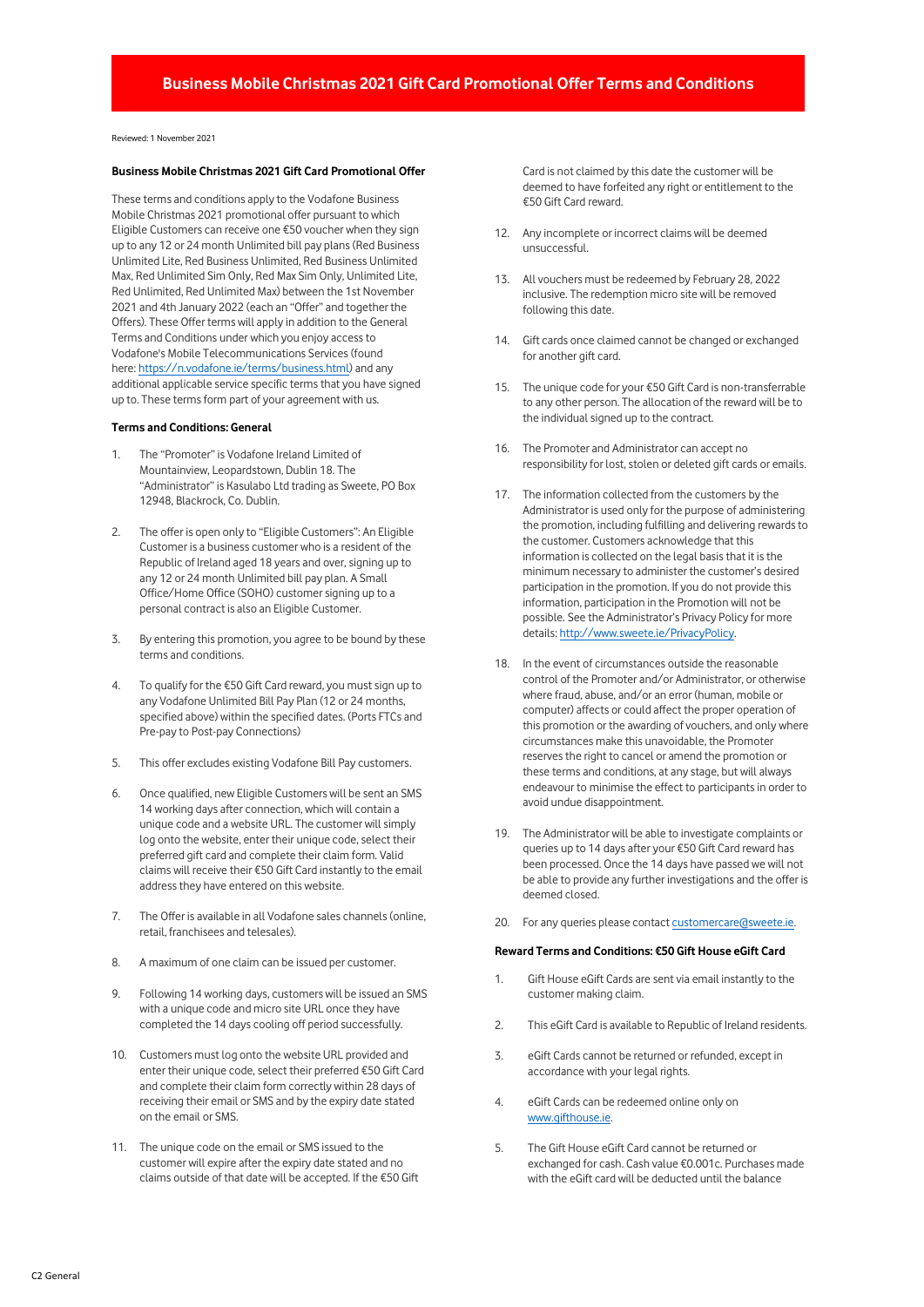# Business Mobile Christmas 2021 Gift Card Promotional Offer Terms and Conditions

Reviewed: 1 November 2021

**Business Mobile Christmas 2021 Gift Card Promotional Offer**

These terms and conditions apply to the Vodafone Business Mobile Christmas 2021 promotional offer pursuant to which Eligible Customers can receive one €50 voucher when they sign up to any 12 or 24 month Unlimited bill pay plans (Red Business Unlimited Lite, Red Business Unlimited, Red Business Unlimited Max, Red Unlimited Sim Only, Red Max Sim Only, Unlimited Lite, Red Unlimited, Red Unlimited Max) between the 1st November 2021 and 4th January 2022 (each an "Offer" and together the Offers). These Offer terms will apply in addition to the General Terms and Conditions under which you enjoy access to Vodafone's Mobile Telecommunications Services (found here: https://n.vodafone.ie/terms/business.html) and any additional applicable service specific terms that you have signed up to. These terms form part of your agreement with us.

**Terms and Conditions: General**

1. The "Promoter" is Vodafone Ireland Limited of Mountainview, Leopardstown, Dublin 18. The "Administrator" is Kasulabo Ltd trading as Sweete, PO Box 12948, Blackrock, Co. Dublin.
2. The offer is open only to "Eligible Customers": An Eligible Customer is a business customer who is a resident of the Republic of Ireland aged 18 years and over, signing up to any 12 or 24 month Unlimited bill pay plan. A Small Office/Home Office (SOHO) customer signing up to a personal contract is also an Eligible Customer.
3. By entering this promotion, you agree to be bound by these terms and conditions.
4. To qualify for the €50 Gift Card reward, you must sign up to any Vodafone Unlimited Bill Pay Plan (12 or 24 months, specified above) within the specified dates. (Ports FTCs and Pre-pay to Post-pay Connections)
5. This offer excludes existing Vodafone Bill Pay customers.
6. Once qualified, new Eligible Customers will be sent an SMS 14 working days after connection, which will contain a unique code and a website URL. The customer will simply log onto the website, enter their unique code, select their preferred gift card and complete their claim form. Valid claims will receive their €50 Gift Card instantly to the email address they have entered on this website.
7. The Offer is available in all Vodafone sales channels (online, retail, franchisees and telesales).
8. A maximum of one claim can be issued per customer.
9. Following 14 working days, customers will be issued an SMS with a unique code and micro site URL once they have completed the 14 days cooling off period successfully.
10. Customers must log onto the website URL provided and enter their unique code, select their preferred €50 Gift Card and complete their claim form correctly within 28 days of receiving their email or SMS and by the expiry date stated on the email or SMS.
11. The unique code on the email or SMS issued to the customer will expire after the expiry date stated and no claims outside of that date will be accepted. If the €50 Gift Card is not claimed by this date the customer will be deemed to have forfeited any right or entitlement to the €50 Gift Card reward.
12. Any incomplete or incorrect claims will be deemed unsuccessful.
13. All vouchers must be redeemed by February 28, 2022 inclusive. The redemption micro site will be removed following this date.
14. Gift cards once claimed cannot be changed or exchanged for another gift card.
15. The unique code for your €50 Gift Card is non-transferrable to any other person. The allocation of the reward will be to the individual signed up to the contract.
16. The Promoter and Administrator can accept no responsibility for lost, stolen or deleted gift cards or emails.
17. The information collected from the customers by the Administrator is used only for the purpose of administering the promotion, including fulfilling and delivering rewards to the customer. Customers acknowledge that this information is collected on the legal basis that it is the minimum necessary to administer the customer's desired participation in the promotion. If you do not provide this information, participation in the Promotion will not be possible. See the Administrator's Privacy Policy for more details: http://www.sweete.ie/PrivacyPolicy.
18. In the event of circumstances outside the reasonable control of the Promoter and/or Administrator, or otherwise where fraud, abuse, and/or an error (human, mobile or computer) affects or could affect the proper operation of this promotion or the awarding of vouchers, and only where circumstances make this unavoidable, the Promoter reserves the right to cancel or amend the promotion or these terms and conditions, at any stage, but will always endeavour to minimise the effect to participants in order to avoid undue disappointment.
19. The Administrator will be able to investigate complaints or queries up to 14 days after your €50 Gift Card reward has been processed. Once the 14 days have passed we will not be able to provide any further investigations and the offer is deemed closed.
20. For any queries please contact customercare@sweete.ie.

**Reward Terms and Conditions: €50 Gift House eGift Card**

1. Gift House eGift Cards are sent via email instantly to the customer making claim.
2. This eGift Card is available to Republic of Ireland residents.
3. eGift Cards cannot be returned or refunded, except in accordance with your legal rights.
4. eGift Cards can be redeemed online only on www.gifthouse.ie.
5. The Gift House eGift Card cannot be returned or exchanged for cash. Cash value €0.001c. Purchases made with the eGift card will be deducted until the balance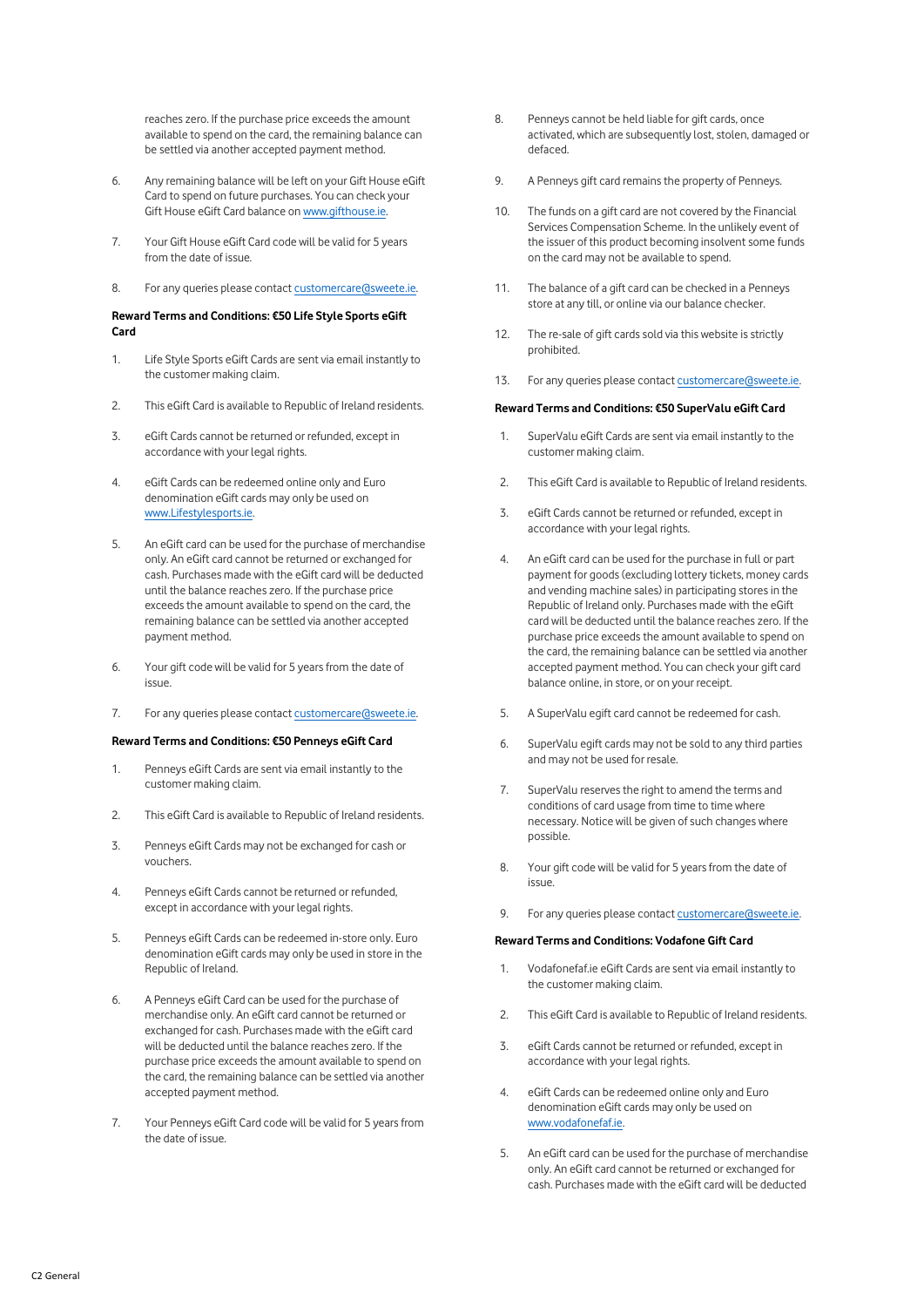reaches zero. If the purchase price exceeds the amount available to spend on the card, the remaining balance can be settled via another accepted payment method.

6. Any remaining balance will be left on your Gift House eGift Card to spend on future purchases. You can check your Gift House eGift Card balance on www.gifthouse.ie.

7. Your Gift House eGift Card code will be valid for 5 years from the date of issue.

8. For any queries please contact customercare@sweete.ie.

**Reward Terms and Conditions: €50 Life Style Sports eGift Card**

1. Life Style Sports eGift Cards are sent via email instantly to the customer making claim.

2. This eGift Card is available to Republic of Ireland residents.

3. eGift Cards cannot be returned or refunded, except in accordance with your legal rights.

4. eGift Cards can be redeemed online only and Euro denomination eGift cards may only be used on www.Lifestylesports.ie.

5. An eGift card can be used for the purchase of merchandise only. An eGift card cannot be returned or exchanged for cash. Purchases made with the eGift card will be deducted until the balance reaches zero. If the purchase price exceeds the amount available to spend on the card, the remaining balance can be settled via another accepted payment method.

6. Your gift code will be valid for 5 years from the date of issue.

7. For any queries please contact customercare@sweete.ie.

**Reward Terms and Conditions: €50 Penneys eGift Card**

1. Penneys eGift Cards are sent via email instantly to the customer making claim.

2. This eGift Card is available to Republic of Ireland residents.

3. Penneys eGift Cards may not be exchanged for cash or vouchers.

4. Penneys eGift Cards cannot be returned or refunded, except in accordance with your legal rights.

5. Penneys eGift Cards can be redeemed in-store only. Euro denomination eGift cards may only be used in store in the Republic of Ireland.

6. A Penneys eGift Card can be used for the purchase of merchandise only. An eGift card cannot be returned or exchanged for cash. Purchases made with the eGift card will be deducted until the balance reaches zero. If the purchase price exceeds the amount available to spend on the card, the remaining balance can be settled via another accepted payment method.

7. Your Penneys eGift Card code will be valid for 5 years from the date of issue.

8. Penneys cannot be held liable for gift cards, once activated, which are subsequently lost, stolen, damaged or defaced.

9. A Penneys gift card remains the property of Penneys.

10. The funds on a gift card are not covered by the Financial Services Compensation Scheme. In the unlikely event of the issuer of this product becoming insolvent some funds on the card may not be available to spend.

11. The balance of a gift card can be checked in a Penneys store at any till, or online via our balance checker.

12. The re-sale of gift cards sold via this website is strictly prohibited.

13. For any queries please contact customercare@sweete.ie.

**Reward Terms and Conditions: €50 SuperValu eGift Card**

1. SuperValu eGift Cards are sent via email instantly to the customer making claim.

2. This eGift Card is available to Republic of Ireland residents.

3. eGift Cards cannot be returned or refunded, except in accordance with your legal rights.

4. An eGift card can be used for the purchase in full or part payment for goods (excluding lottery tickets, money cards and vending machine sales) in participating stores in the Republic of Ireland only. Purchases made with the eGift card will be deducted until the balance reaches zero. If the purchase price exceeds the amount available to spend on the card, the remaining balance can be settled via another accepted payment method. You can check your gift card balance online, in store, or on your receipt.

5. A SuperValu egift card cannot be redeemed for cash.

6. SuperValu egift cards may not be sold to any third parties and may not be used for resale.

7. SuperValu reserves the right to amend the terms and conditions of card usage from time to time where necessary. Notice will be given of such changes where possible.

8. Your gift code will be valid for 5 years from the date of issue.

9. For any queries please contact customercare@sweete.ie.

**Reward Terms and Conditions: Vodafone Gift Card**

1. Vodafonefaf.ie eGift Cards are sent via email instantly to the customer making claim.

2. This eGift Card is available to Republic of Ireland residents.

3. eGift Cards cannot be returned or refunded, except in accordance with your legal rights.

4. eGift Cards can be redeemed online only and Euro denomination eGift cards may only be used on www.vodafonefaf.ie.

5. An eGift card can be used for the purchase of merchandise only. An eGift card cannot be returned or exchanged for cash. Purchases made with the eGift card will be deducted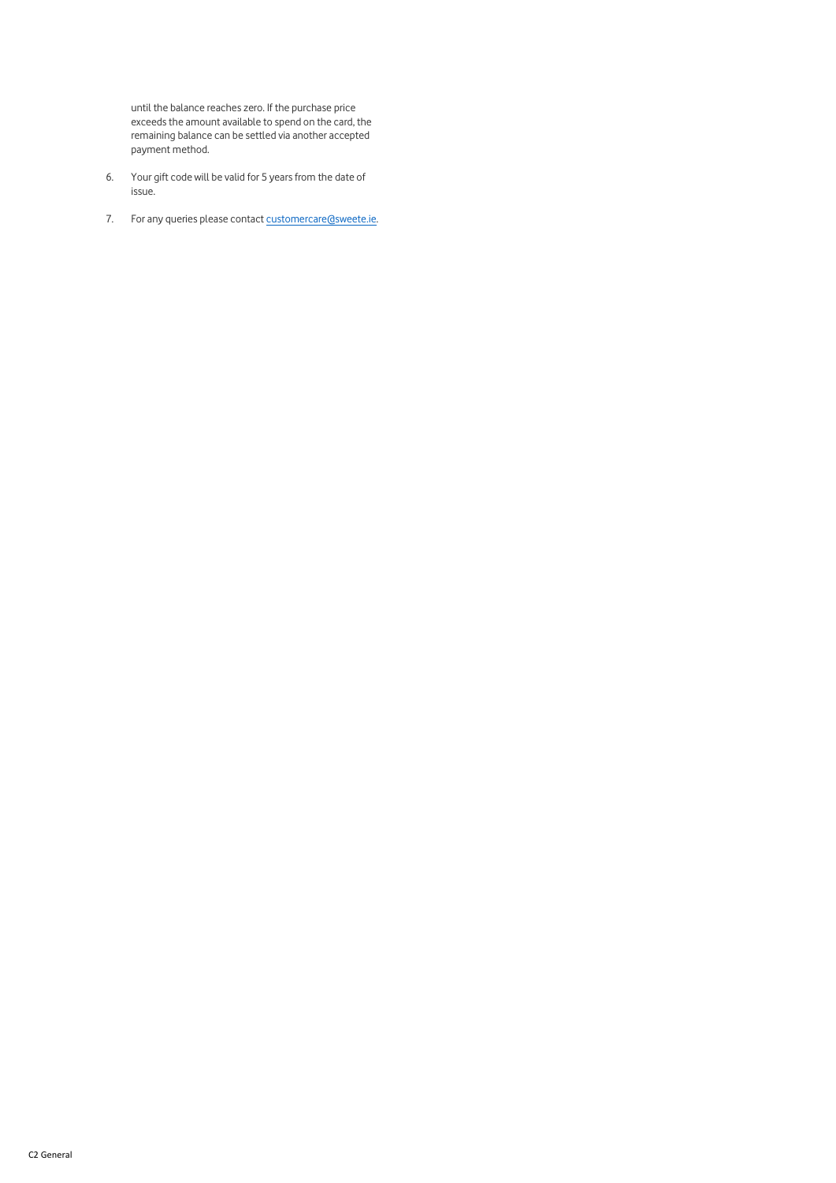until the balance reaches zero. If the purchase price exceeds the amount available to spend on the card, the remaining balance can be settled via another accepted payment method.

6. Your gift code will be valid for 5 years from the date of issue.

7. For any queries please contact customercare@sweete.ie.

C2 General